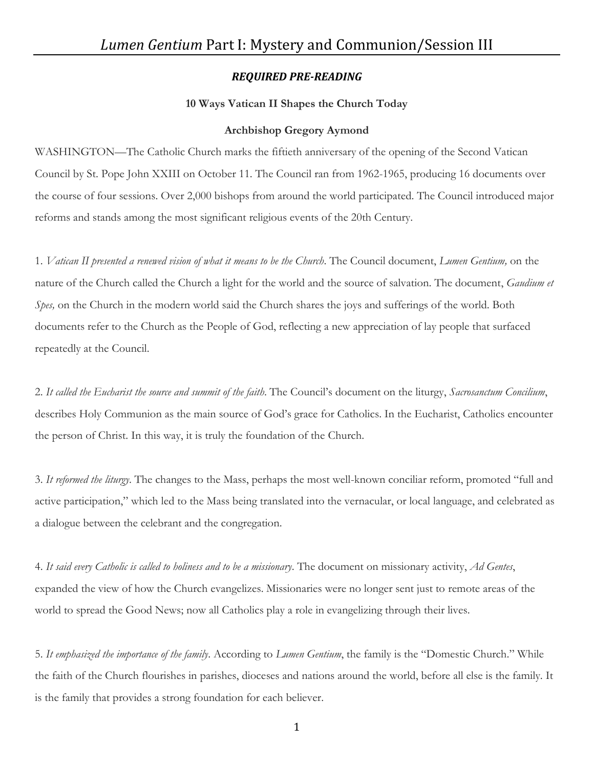# *Lumen Gentium* Part I: Mystery and Communion/Session III

***REQUIRED PRE-READING***

**10 Ways Vatican II Shapes the Church Today**

**Archbishop Gregory Aymond**

WASHINGTON—The Catholic Church marks the fiftieth anniversary of the opening of the Second Vatican Council by St. Pope John XXIII on October 11. The Council ran from 1962-1965, producing 16 documents over the course of four sessions. Over 2,000 bishops from around the world participated. The Council introduced major reforms and stands among the most significant religious events of the 20th Century.

1. *Vatican II presented a renewed vision of what it means to be the Church*. The Council document, *Lumen Gentium,* on the nature of the Church called the Church a light for the world and the source of salvation. The document, *Gaudium et Spes,* on the Church in the modern world said the Church shares the joys and sufferings of the world. Both documents refer to the Church as the People of God, reflecting a new appreciation of lay people that surfaced repeatedly at the Council.

2. *It called the Eucharist the source and summit of the faith*. The Council's document on the liturgy, *Sacrosanctum Concilium*, describes Holy Communion as the main source of God's grace for Catholics. In the Eucharist, Catholics encounter the person of Christ. In this way, it is truly the foundation of the Church.

3. *It reformed the liturgy*. The changes to the Mass, perhaps the most well-known conciliar reform, promoted "full and active participation," which led to the Mass being translated into the vernacular, or local language, and celebrated as a dialogue between the celebrant and the congregation.

4. *It said every Catholic is called to holiness and to be a missionary*. The document on missionary activity, *Ad Gentes*, expanded the view of how the Church evangelizes. Missionaries were no longer sent just to remote areas of the world to spread the Good News; now all Catholics play a role in evangelizing through their lives.

5. *It emphasized the importance of the family*. According to *Lumen Gentium*, the family is the "Domestic Church." While the faith of the Church flourishes in parishes, dioceses and nations around the world, before all else is the family. It is the family that provides a strong foundation for each believer.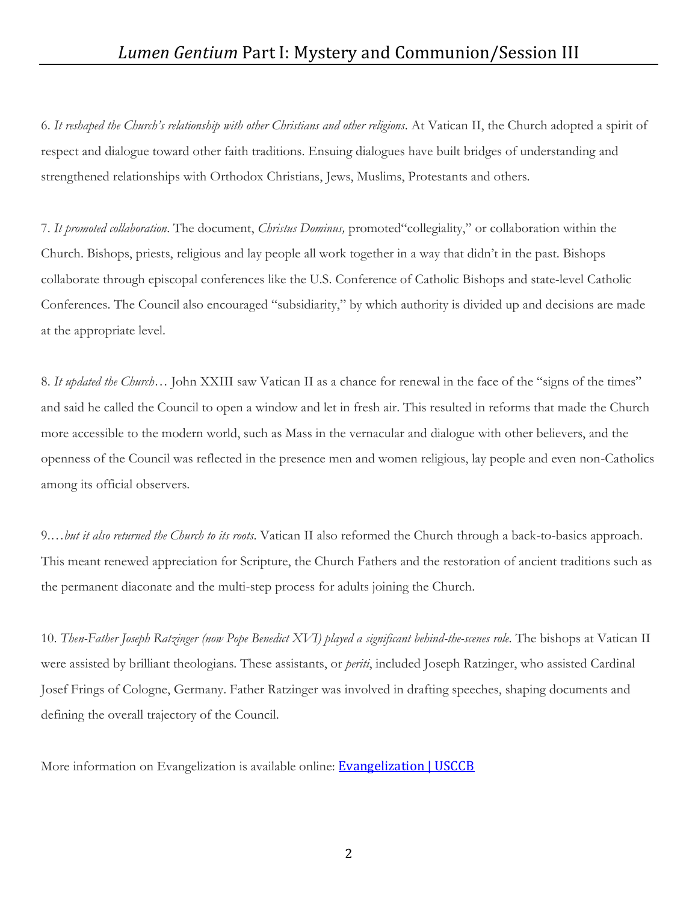6. *It reshaped the Church's relationship with other Christians and other religions*. At Vatican II, the Church adopted a spirit of respect and dialogue toward other faith traditions. Ensuing dialogues have built bridges of understanding and strengthened relationships with Orthodox Christians, Jews, Muslims, Protestants and others.

7. *It promoted collaboration*. The document, *Christus Dominus,* promoted"collegiality," or collaboration within the Church. Bishops, priests, religious and lay people all work together in a way that didn't in the past. Bishops collaborate through episcopal conferences like the U.S. Conference of Catholic Bishops and state-level Catholic Conferences. The Council also encouraged "subsidiarity," by which authority is divided up and decisions are made at the appropriate level.

8. *It updated the Church*… John XXIII saw Vatican II as a chance for renewal in the face of the "signs of the times" and said he called the Council to open a window and let in fresh air. This resulted in reforms that made the Church more accessible to the modern world, such as Mass in the vernacular and dialogue with other believers, and the openness of the Council was reflected in the presence men and women religious, lay people and even non-Catholics among its official observers.

9.…*but it also returned the Church to its roots*. Vatican II also reformed the Church through a back-to-basics approach. This meant renewed appreciation for Scripture, the Church Fathers and the restoration of ancient traditions such as the permanent diaconate and the multi-step process for adults joining the Church.

10. *Then-Father Joseph Ratzinger (now Pope Benedict XVI) played a significant behind-the-scenes role*. The bishops at Vatican II were assisted by brilliant theologians. These assistants, or *periti*, included Joseph Ratzinger, who assisted Cardinal Josef Frings of Cologne, Germany. Father Ratzinger was involved in drafting speeches, shaping documents and defining the overall trajectory of the Council.

More information on Evangelization is available online: [Evangelization | USCCB]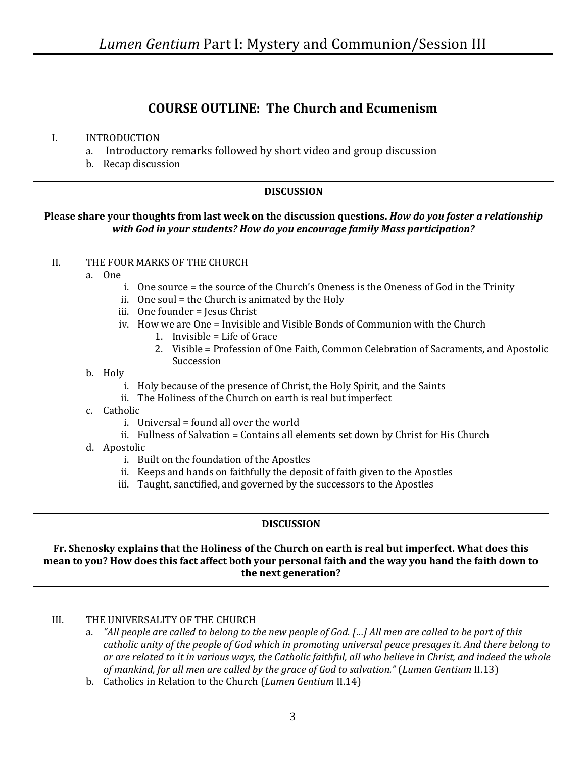## COURSE OUTLINE: The Church and Ecumenism

I. INTRODUCTION
   a. Introductory remarks followed by short video and group discussion
   b. Recap discussion

> **DISCUSSION**
>
> **Please share your thoughts from last week on the discussion questions.** ***How do you foster a relationship with God in your students? How do you encourage family Mass participation?***

II. THE FOUR MARKS OF THE CHURCH
   a. One
      i. One source = the source of the Church's Oneness is the Oneness of God in the Trinity
      ii. One soul = the Church is animated by the Holy
      iii. One founder = Jesus Christ
      iv. How we are One = Invisible and Visible Bonds of Communion with the Church
         1. Invisible = Life of Grace
         2. Visible = Profession of One Faith, Common Celebration of Sacraments, and Apostolic Succession
   b. Holy
      i. Holy because of the presence of Christ, the Holy Spirit, and the Saints
      ii. The Holiness of the Church on earth is real but imperfect
   c. Catholic
      i. Universal = found all over the world
      ii. Fullness of Salvation = Contains all elements set down by Christ for His Church
   d. Apostolic
      i. Built on the foundation of the Apostles
      ii. Keeps and hands on faithfully the deposit of faith given to the Apostles
      iii. Taught, sanctified, and governed by the successors to the Apostles

> **DISCUSSION**
>
> **Fr. Shenosky explains that the Holiness of the Church on earth is real but imperfect. What does this mean to you? How does this fact affect both your personal faith and the way you hand the faith down to the next generation?**

III. THE UNIVERSALITY OF THE CHURCH
   a. *"All people are called to belong to the new people of God. […] All men are called to be part of this catholic unity of the people of God which in promoting universal peace presages it. And there belong to or are related to it in various ways, the Catholic faithful, all who believe in Christ, and indeed the whole of mankind, for all men are called by the grace of God to salvation."* (*Lumen Gentium* II.13)
   b. Catholics in Relation to the Church (*Lumen Gentium* II.14)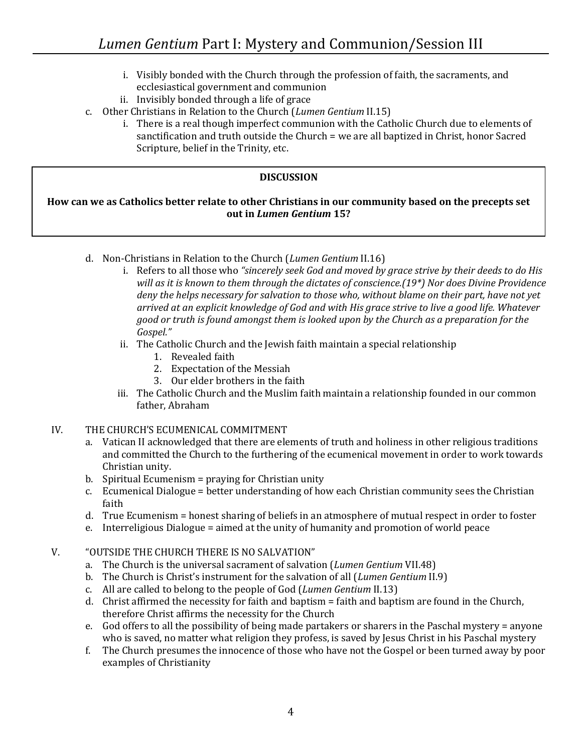i. Visibly bonded with the Church through the profession of faith, the sacraments, and ecclesiastical government and communion
   ii. Invisibly bonded through a life of grace

c. Other Christians in Relation to the Church (*Lumen Gentium* II.15)
   i. There is a real though imperfect communion with the Catholic Church due to elements of sanctification and truth outside the Church = we are all baptized in Christ, honor Sacred Scripture, belief in the Trinity, etc.

> **DISCUSSION**
>
> **How can we as Catholics better relate to other Christians in our community based on the precepts set out in *Lumen Gentium* 15?**

d. Non-Christians in Relation to the Church (*Lumen Gentium* II.16)
   i. Refers to all those who *"sincerely seek God and moved by grace strive by their deeds to do His will as it is known to them through the dictates of conscience.(19*) Nor does Divine Providence deny the helps necessary for salvation to those who, without blame on their part, have not yet arrived at an explicit knowledge of God and with His grace strive to live a good life. Whatever good or truth is found amongst them is looked upon by the Church as a preparation for the Gospel."*
   ii. The Catholic Church and the Jewish faith maintain a special relationship
      1. Revealed faith
      2. Expectation of the Messiah
      3. Our elder brothers in the faith
   iii. The Catholic Church and the Muslim faith maintain a relationship founded in our common father, Abraham

IV. THE CHURCH'S ECUMENICAL COMMITMENT

a. Vatican II acknowledged that there are elements of truth and holiness in other religious traditions and committed the Church to the furthering of the ecumenical movement in order to work towards Christian unity.
b. Spiritual Ecumenism = praying for Christian unity
c. Ecumenical Dialogue = better understanding of how each Christian community sees the Christian faith
d. True Ecumenism = honest sharing of beliefs in an atmosphere of mutual respect in order to foster
e. Interreligious Dialogue = aimed at the unity of humanity and promotion of world peace

V. "OUTSIDE THE CHURCH THERE IS NO SALVATION"

a. The Church is the universal sacrament of salvation (*Lumen Gentium* VII.48)
b. The Church is Christ's instrument for the salvation of all (*Lumen Gentium* II.9)
c. All are called to belong to the people of God (*Lumen Gentium* II.13)
d. Christ affirmed the necessity for faith and baptism = faith and baptism are found in the Church, therefore Christ affirms the necessity for the Church
e. God offers to all the possibility of being made partakers or sharers in the Paschal mystery = anyone who is saved, no matter what religion they profess, is saved by Jesus Christ in his Paschal mystery
f. The Church presumes the innocence of those who have not the Gospel or been turned away by poor examples of Christianity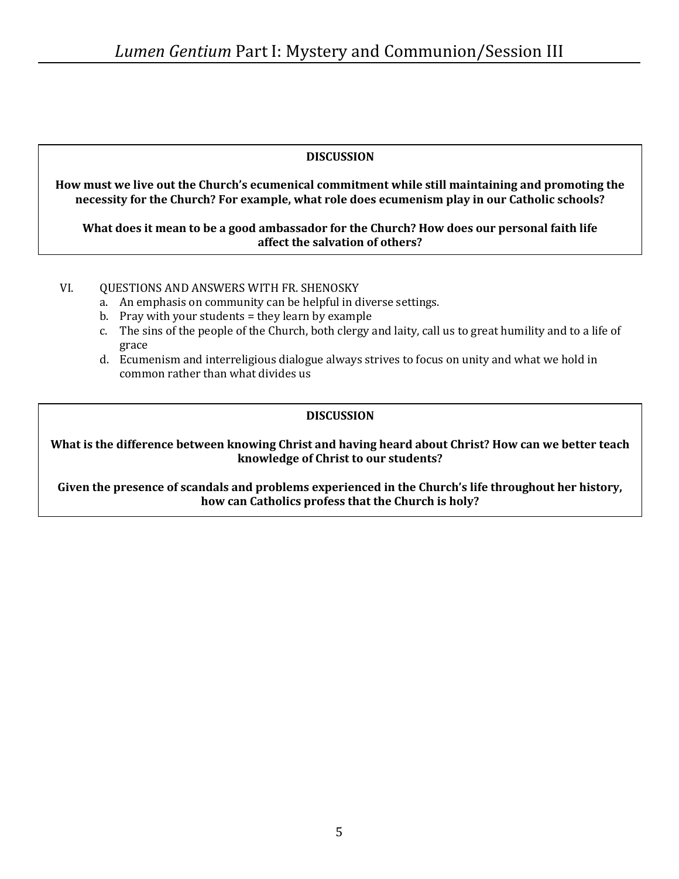**DISCUSSION**

**How must we live out the Church's ecumenical commitment while still maintaining and promoting the necessity for the Church? For example, what role does ecumenism play in our Catholic schools?**

**What does it mean to be a good ambassador for the Church? How does our personal faith life affect the salvation of others?**

VI. QUESTIONS AND ANSWERS WITH FR. SHENOSKY

a. An emphasis on community can be helpful in diverse settings.

b. Pray with your students = they learn by example

c. The sins of the people of the Church, both clergy and laity, call us to great humility and to a life of grace

d. Ecumenism and interreligious dialogue always strives to focus on unity and what we hold in common rather than what divides us

**DISCUSSION**

**What is the difference between knowing Christ and having heard about Christ? How can we better teach knowledge of Christ to our students?**

**Given the presence of scandals and problems experienced in the Church's life throughout her history, how can Catholics profess that the Church is holy?**